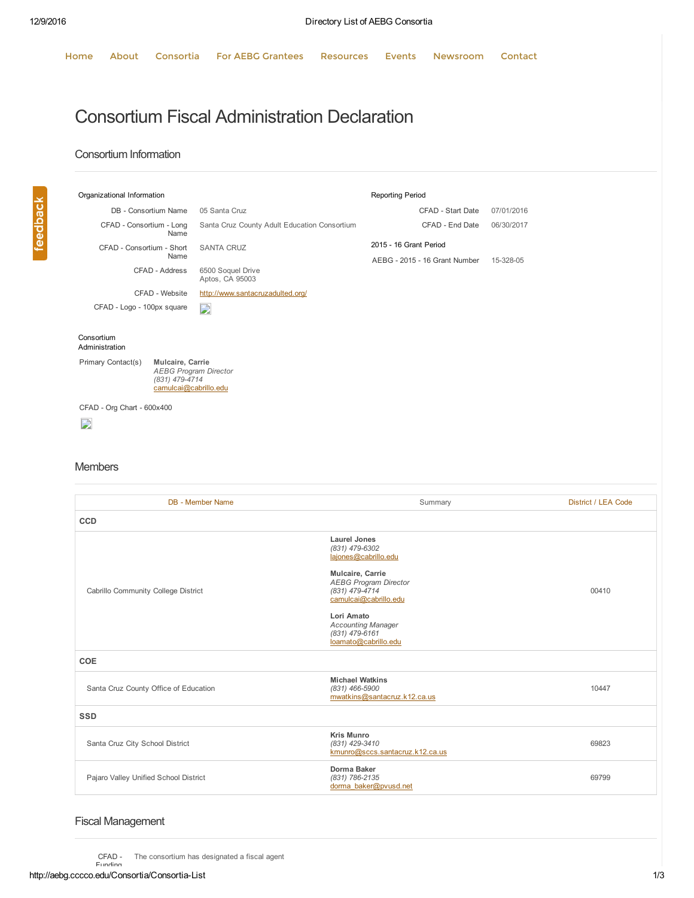Home About Consortia For AEBG Grantees Resources Events Newsroom Contact

# Consortium Fiscal Administration Declaration

## Consortium Information

**Organizational Information**

| | |
|---|---|
| DB - Consortium Name | 05 Santa Cruz |
| CFAD - Consortium - Long Name | Santa Cruz County Adult Education Consortium |
| CFAD - Consortium - Short Name | SANTA CRUZ |
| CFAD - Address | 6500 Soquel Drive<br>Aptos, CA 95003 |
| CFAD - Website | http://www.santacruzadulted.org/ |
| CFAD - Logo - 100px square | |

**Reporting Period**

| | |
|---|---|
| CFAD - Start Date | 07/01/2016 |
| CFAD - End Date | 06/30/2017 |

**2015 - 16 Grant Period**

| | |
|---|---|
| AEBG - 2015 - 16 Grant Number | 15-328-05 |

**Consortium Administration**

Primary Contact(s)
**Mulcaire, Carrie**
*AEBG Program Director*
*(831) 479-4714*
camulcai@cabrillo.edu

CFAD - Org Chart - 600x400

## Members

| DB - Member Name | Summary | District / LEA Code |
|---|---|---|
| **CCD** | | |
| Cabrillo Community College District | **Laurel Jones**<br>*(831) 479-6302*<br>lajones@cabrillo.edu<br><br>**Mulcaire, Carrie**<br>*AEBG Program Director*<br>*(831) 479-4714*<br>camulcai@cabrillo.edu<br><br>**Lori Amato**<br>*Accounting Manager*<br>*(831) 479-6161*<br>loamato@cabrillo.edu | 00410 |
| **COE** | | |
| Santa Cruz County Office of Education | **Michael Watkins**<br>*(831) 466-5900*<br>mwatkins@santacruz.k12.ca.us | 10447 |
| **SSD** | | |
| Santa Cruz City School District | **Kris Munro**<br>*(831) 429-3410*<br>kmunro@sccs.santacruz.k12.ca.us | 69823 |
| Pajaro Valley Unified School District | **Dorma Baker**<br>*(831) 786-2135*<br>dorma_baker@pvusd.net | 69799 |

## Fiscal Management

CFAD - Funding — The consortium has designated a fiscal agent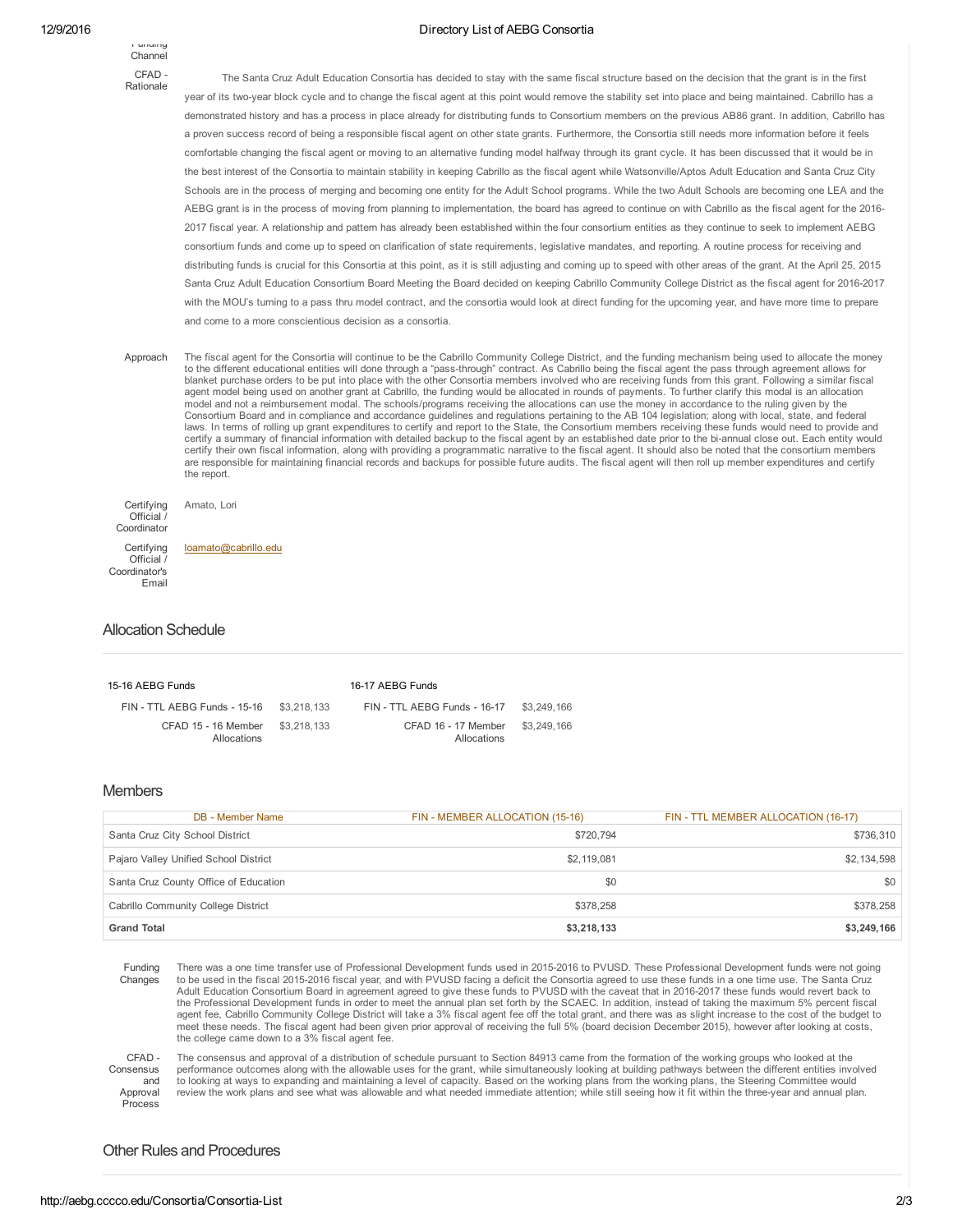Funding Channel

CFAD - Rationale

The Santa Cruz Adult Education Consortia has decided to stay with the same fiscal structure based on the decision that the grant is in the first year of its two-year block cycle and to change the fiscal agent at this point would remove the stability set into place and being maintained. Cabrillo has a demonstrated history and has a process in place already for distributing funds to Consortium members on the previous AB86 grant. In addition, Cabrillo has a proven success record of being a responsible fiscal agent on other state grants. Furthermore, the Consortia still needs more information before it feels comfortable changing the fiscal agent or moving to an alternative funding model halfway through its grant cycle. It has been discussed that it would be in the best interest of the Consortia to maintain stability in keeping Cabrillo as the fiscal agent while Watsonville/Aptos Adult Education and Santa Cruz City Schools are in the process of merging and becoming one entity for the Adult School programs. While the two Adult Schools are becoming one LEA and the AEBG grant is in the process of moving from planning to implementation, the board has agreed to continue on with Cabrillo as the fiscal agent for the 2016-2017 fiscal year. A relationship and pattern has already been established within the four consortium entities as they continue to seek to implement AEBG consortium funds and come up to speed on clarification of state requirements, legislative mandates, and reporting. A routine process for receiving and distributing funds is crucial for this Consortia at this point, as it is still adjusting and coming up to speed with other areas of the grant. At the April 25, 2015 Santa Cruz Adult Education Consortium Board Meeting the Board decided on keeping Cabrillo Community College District as the fiscal agent for 2016-2017 with the MOU's turning to a pass thru model contract, and the consortia would look at direct funding for the upcoming year, and have more time to prepare and come to a more conscientious decision as a consortia.

Approach

The fiscal agent for the Consortia will continue to be the Cabrillo Community College District, and the funding mechanism being used to allocate the money to the different educational entities will done through a "pass-through" contract. As Cabrillo being the fiscal agent the pass through agreement allows for blanket purchase orders to be put into place with the other Consortia members involved who are receiving funds from this grant. Following a similar fiscal agent model being used on another grant at Cabrillo, the funding would be allocated in rounds of payments. To further clarify this modal is an allocation model and not a reimbursement modal. The schools/programs receiving the allocations can use the money in accordance to the ruling given by the Consortium Board and in compliance and accordance guidelines and regulations pertaining to the AB 104 legislation; along with local, state, and federal laws. In terms of rolling up grant expenditures to certify and report to the State, the Consortium members receiving these funds would need to provide and certify a summary of financial information with detailed backup to the fiscal agent by an established date prior to the bi-annual close out. Each entity would certify their own fiscal information, along with providing a programmatic narrative to the fiscal agent. It should also be noted that the consortium members are responsible for maintaining financial records and backups for possible future audits. The fiscal agent will then roll up member expenditures and certify the report.

Certifying Official / Coordinator

Amato, Lori

Certifying Official / Coordinator's Email

loamato@cabrillo.edu

## Allocation Schedule

| 15-16 AEBG Funds | | 16-17 AEBG Funds | |
|---|---|---|---|
| FIN - TTL AEBG Funds - 15-16 | $3,218,133 | FIN - TTL AEBG Funds - 16-17 | $3,249,166 |
| CFAD 15 - 16 Member Allocations | $3,218,133 | CFAD 16 - 17 Member Allocations | $3,249,166 |

## Members

| DB - Member Name | FIN - MEMBER ALLOCATION (15-16) | FIN - TTL MEMBER ALLOCATION (16-17) |
|---|---|---|
| Santa Cruz City School District | $720,794 | $736,310 |
| Pajaro Valley Unified School District | $2,119,081 | $2,134,598 |
| Santa Cruz County Office of Education | $0 | $0 |
| Cabrillo Community College District | $378,258 | $378,258 |
| **Grand Total** | **$3,218,133** | **$3,249,166** |

Funding Changes

There was a one time transfer use of Professional Development funds used in 2015-2016 to PVUSD. These Professional Development funds were not going to be used in the fiscal 2015-2016 fiscal year, and with PVUSD facing a deficit the Consortia agreed to use these funds in a one time use. The Santa Cruz Adult Education Consortium Board in agreement agreed to give these funds to PVUSD with the caveat that in 2016-2017 these funds would revert back to the Professional Development funds in order to meet the annual plan set forth by the SCAEC. In addition, instead of taking the maximum 5% percent fiscal agent fee, Cabrillo Community College District will take a 3% fiscal agent fee off the total grant, and there was as slight increase to the cost of the budget to meet these needs. The fiscal agent had been given prior approval of receiving the full 5% (board decision December 2015), however after looking at costs, the college came down to a 3% fiscal agent fee.

CFAD - Consensus and Approval Process

The consensus and approval of a distribution of schedule pursuant to Section 84913 came from the formation of the working groups who looked at the performance outcomes along with the allowable uses for the grant, while simultaneously looking at building pathways between the different entities involved to looking at ways to expanding and maintaining a level of capacity. Based on the working plans from the working plans, the Steering Committee would review the work plans and see what was allowable and what needed immediate attention; while still seeing how it fit within the three-year and annual plan.

## Other Rules and Procedures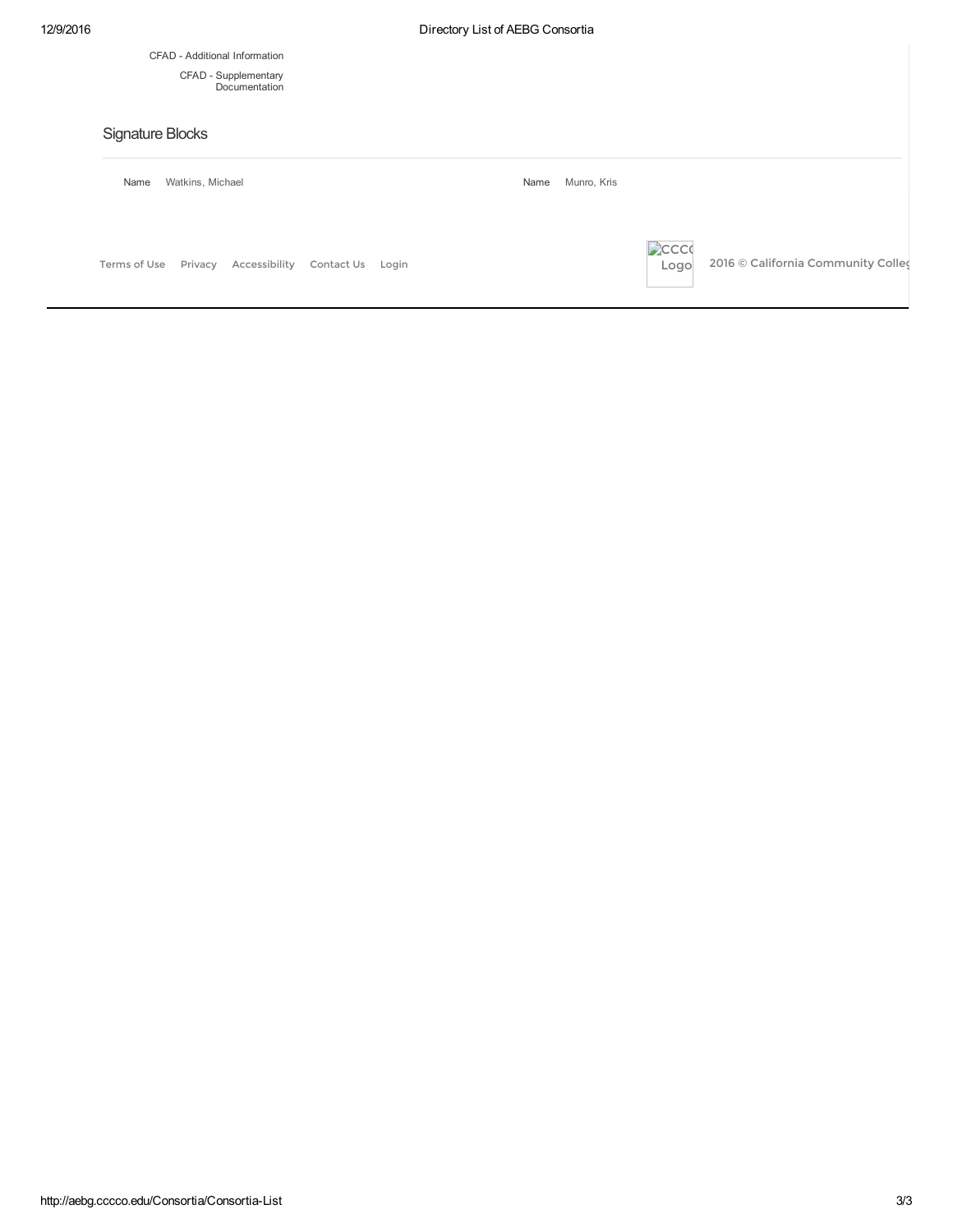CFAD - Additional Information

CFAD - Supplementary Documentation

## Signature Blocks

| | | | |
|---|---|---|---|
| Name | Watkins, Michael | Name | Munro, Kris |

Terms of Use Privacy Accessibility Contact Us Login

CCCCO Logo 2016 © California Community Colleg